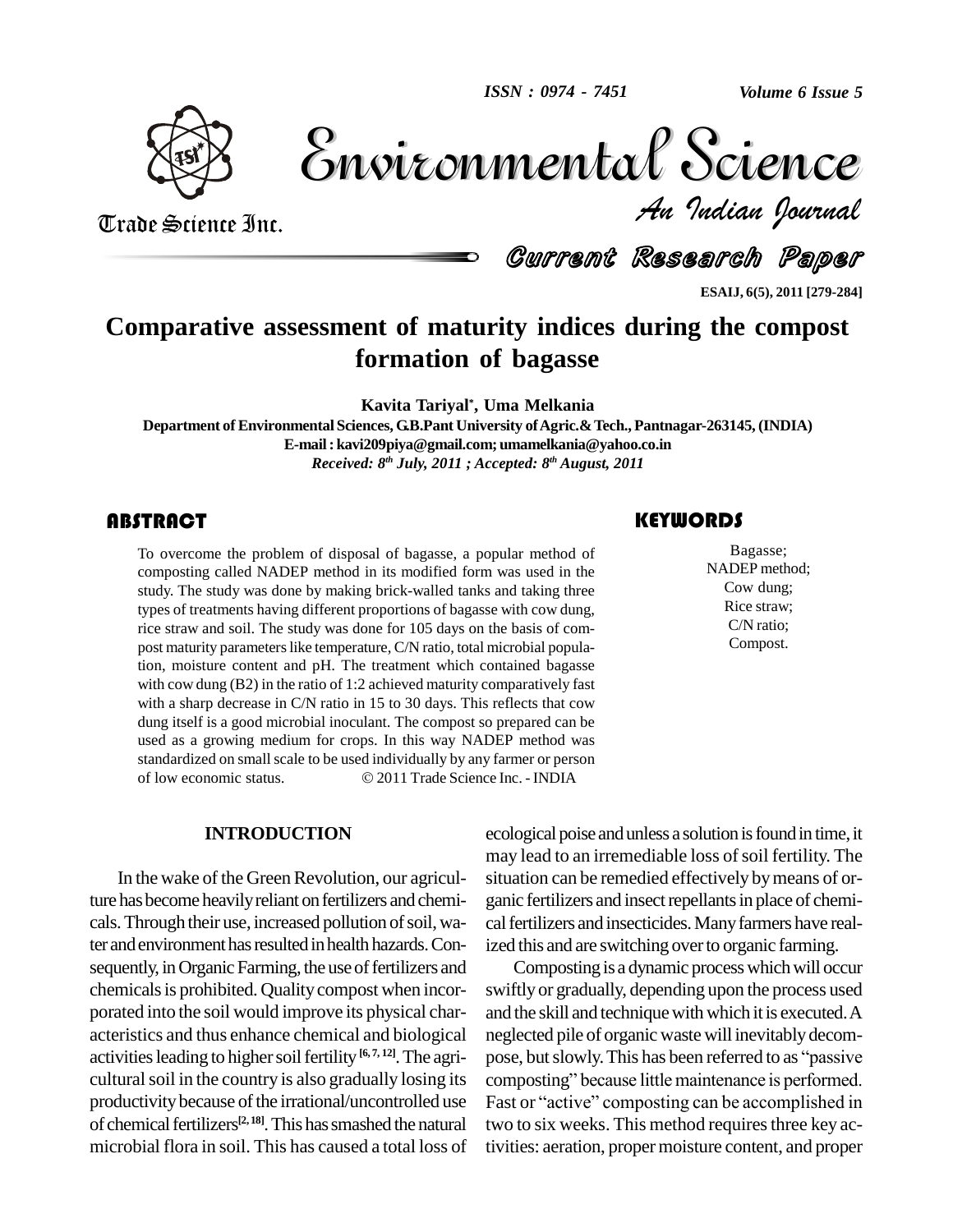# Comparative assessment of maturity indices during the compost formation of bagasse

**Kavita Tariyal*, Uma Melkania**

Department of Environmental Sciences, G.B.Pant University of Agric.& Tech., Pantnagar-263145, (INDIA)

E-mail : kavi209piya@gmail.com; umamelkania@yahoo.co.in

*Received: 8th July, 2011 ; Accepted: 8th August, 2011*

## ABSTRACT

To overcome the problem of disposal of bagasse, a popular method of composting called NADEP method in its modified form was used in the study. The study was done by making brick-walled tanks and taking three types of treatments having different proportions of bagasse with cow dung, rice straw and soil. The study was done for 105 days on the basis of compost maturity parameters like temperature, C/N ratio, total microbial population, moisture content and pH. The treatment which contained bagasse with cow dung (B2) in the ratio of 1:2 achieved maturity comparatively fast with a sharp decrease in C/N ratio in 15 to 30 days. This reflects that cow dung itself is a good microbial inoculant. The compost so prepared can be used as a growing medium for crops. In this way NADEP method was standardized on small scale to be used individually by any farmer or person of low economic status. © 2011 Trade Science Inc. - INDIA

## KEYWORDS

Bagasse;
NADEP method;
Cow dung;
Rice straw;
C/N ratio;
Compost.

## INTRODUCTION

In the wake of the Green Revolution, our agriculture has become heavily reliant on fertilizers and chemicals. Through their use, increased pollution of soil, water and environment has resulted in health hazards. Consequently, in Organic Farming, the use of fertilizers and chemicals is prohibited. Quality compost when incorporated into the soil would improve its physical characteristics and thus enhance chemical and biological activities leading to higher soil fertility [6, 7, 12]. The agricultural soil in the country is also gradually losing its productivity because of the irrational/uncontrolled use of chemical fertilizers[2, 18]. This has smashed the natural microbial flora in soil. This has caused a total loss of ecological poise and unless a solution is found in time, it may lead to an irremediable loss of soil fertility. The situation can be remedied effectively by means of organic fertilizers and insect repellants in place of chemical fertilizers and insecticides. Many farmers have realized this and are switching over to organic farming.

Composting is a dynamic process which will occur swiftly or gradually, depending upon the process used and the skill and technique with which it is executed. A neglected pile of organic waste will inevitably decompose, but slowly. This has been referred to as "passive composting" because little maintenance is performed. Fast or "active" composting can be accomplished in two to six weeks. This method requires three key activities: aeration, proper moisture content, and proper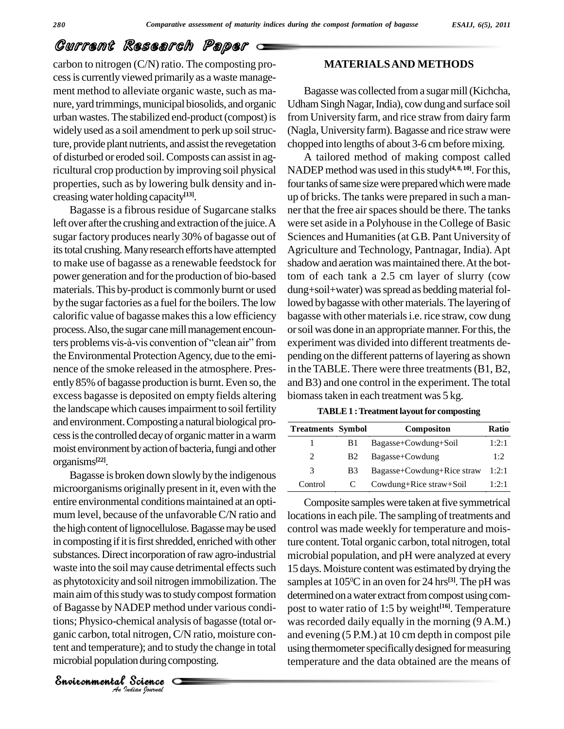carbon to nitrogen (C/N) ratio. The composting process is currently viewed primarily as a waste management method to alleviate organic waste, such as manure, yard trimmings, municipal biosolids, and organic urban wastes. The stabilized end-product (compost) is widely used as a soil amendment to perk up soil structure, provide plant nutrients, and assist the revegetation of disturbed or eroded soil. Composts can assist in agricultural crop production by improving soil physical properties, such as by lowering bulk density and increasing water holding capacity[13].

Bagasse is a fibrous residue of Sugarcane stalks left over after the crushing and extraction of the juice. A sugar factory produces nearly 30% of bagasse out of its total crushing. Many research efforts have attempted to make use of bagasse as a renewable feedstock for power generation and for the production of bio-based materials. This by-product is commonly burnt or used by the sugar factories as a fuel for the boilers. The low calorific value of bagasse makes this a low efficiency process. Also, the sugar cane mill management encounters problems vis-à-vis convention of "clean air" from the Environmental Protection Agency, due to the eminence of the smoke released in the atmosphere. Presently 85% of bagasse production is burnt. Even so, the excess bagasse is deposited on empty fields altering the landscape which causes impairment to soil fertility and environment. Composting a natural biological process is the controlled decay of organic matter in a warm moist environment by action of bacteria, fungi and other organisms[22].

Bagasse is broken down slowly by the indigenous microorganisms originally present in it, even with the entire environmental conditions maintained at an optimum level, because of the unfavorable C/N ratio and the high content of lignocellulose. Bagasse may be used in composting if it is first shredded, enriched with other substances. Direct incorporation of raw agro-industrial waste into the soil may cause detrimental effects such as phytotoxicity and soil nitrogen immobilization. The main aim of this study was to study compost formation of Bagasse by NADEP method under various conditions; Physico-chemical analysis of bagasse (total organic carbon, total nitrogen, C/N ratio, moisture content and temperature); and to study the change in total microbial population during composting.

## MATERIALS AND METHODS

Bagasse was collected from a sugar mill (Kichcha, Udham Singh Nagar, India), cow dung and surface soil from University farm, and rice straw from dairy farm (Nagla, University farm). Bagasse and rice straw were chopped into lengths of about 3-6 cm before mixing.

A tailored method of making compost called NADEP method was used in this study[4, 8, 10]. For this, four tanks of same size were prepared which were made up of bricks. The tanks were prepared in such a manner that the free air spaces should be there. The tanks were set aside in a Polyhouse in the College of Basic Sciences and Humanities (at G.B. Pant University of Agriculture and Technology, Pantnagar, India). Apt shadow and aeration was maintained there. At the bottom of each tank a 2.5 cm layer of slurry (cow dung+soil+water) was spread as bedding material followed by bagasse with other materials. The layering of bagasse with other materials i.e. rice straw, cow dung or soil was done in an appropriate manner. For this, the experiment was divided into different treatments depending on the different patterns of layering as shown in the TABLE. There were three treatments (B1, B2, and B3) and one control in the experiment. The total biomass taken in each treatment was 5 kg.

**TABLE 1 : Treatment layout for composting**

| Treatments | Symbol | Compositon | Ratio |
|---|---|---|---|
| 1 | B1 | Bagasse+Cowdung+Soil | 1:2:1 |
| 2 | B2 | Bagasse+Cowdung | 1:2 |
| 3 | B3 | Bagasse+Cowdung+Rice straw | 1:2:1 |
| Control | C | Cowdung+Rice straw+Soil | 1:2:1 |

Composite samples were taken at five symmetrical locations in each pile. The sampling of treatments and control was made weekly for temperature and moisture content. Total organic carbon, total nitrogen, total microbial population, and pH were analyzed at every 15 days. Moisture content was estimated by drying the samples at $105^0$C in an oven for 24 hrs[3]. The pH was determined on a water extract from compost using compost to water ratio of 1:5 by weight[16]. Temperature was recorded daily equally in the morning (9 A.M.) and evening (5 P.M.) at 10 cm depth in compost pile using thermometer specifically designed for measuring temperature and the data obtained are the means of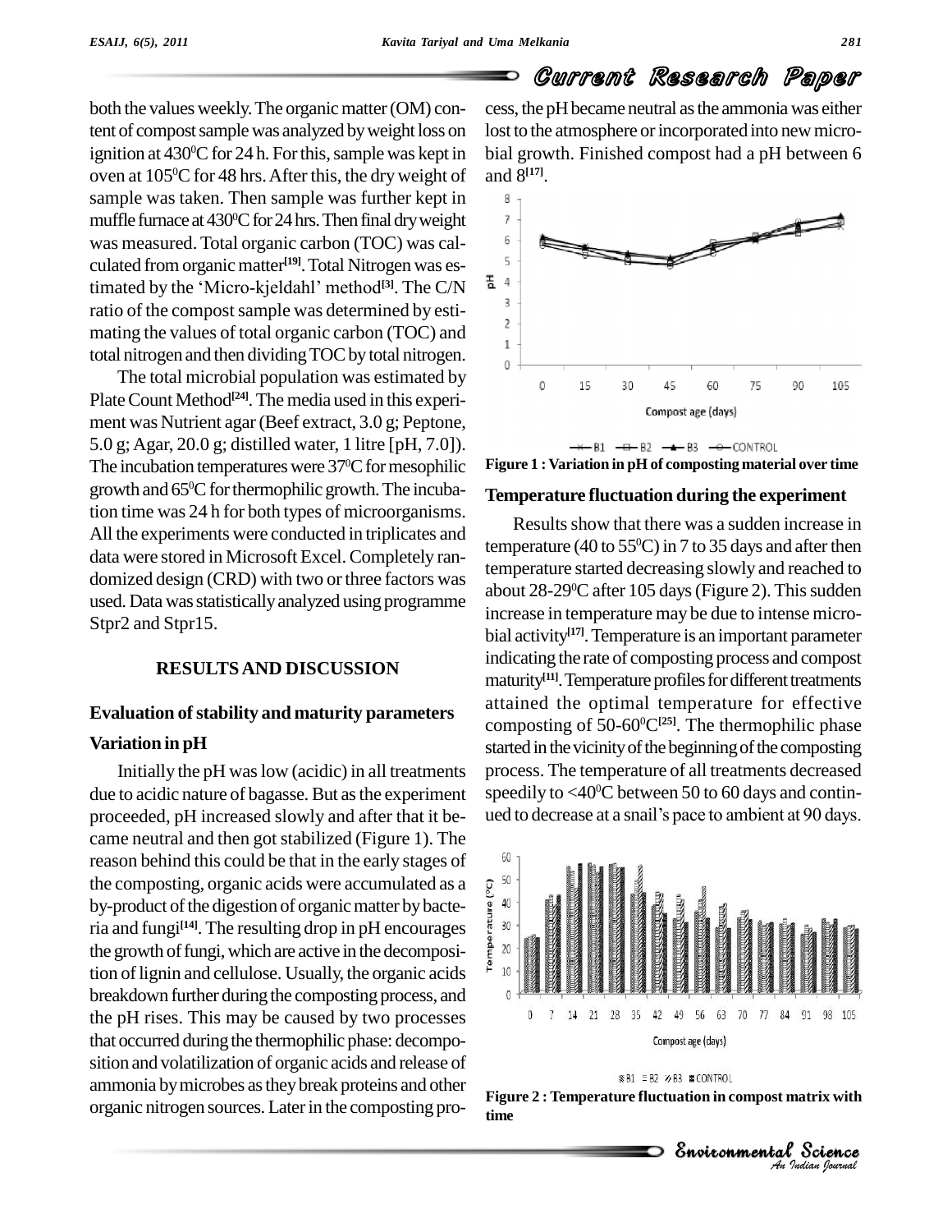both the values weekly. The organic matter (OM) content of compost sample was analyzed by weight loss on ignition at 430$^0$C for 24 h. For this, sample was kept in oven at 105$^0$C for 48 hrs. After this, the dry weight of sample was taken. Then sample was further kept in muffle furnace at 430$^0$C for 24 hrs. Then final dry weight was measured. Total organic carbon (TOC) was calculated from organic matter[19]. Total Nitrogen was estimated by the 'Micro-kjeldahl' method[3]. The C/N ratio of the compost sample was determined by estimating the values of total organic carbon (TOC) and total nitrogen and then dividing TOC by total nitrogen.

The total microbial population was estimated by Plate Count Method[24]. The media used in this experiment was Nutrient agar (Beef extract, 3.0 g; Peptone, 5.0 g; Agar, 20.0 g; distilled water, 1 litre [pH, 7.0]). The incubation temperatures were 37$^0$C for mesophilic growth and 65$^0$C for thermophilic growth. The incubation time was 24 h for both types of microorganisms. All the experiments were conducted in triplicates and data were stored in Microsoft Excel. Completely randomized design (CRD) with two or three factors was used. Data was statistically analyzed using programme Stpr2 and Stpr15.

## RESULTS AND DISCUSSION

### Evaluation of stability and maturity parameters

### Variation in pH

Initially the pH was low (acidic) in all treatments due to acidic nature of bagasse. But as the experiment proceeded, pH increased slowly and after that it became neutral and then got stabilized (Figure 1). The reason behind this could be that in the early stages of the composting, organic acids were accumulated as a by-product of the digestion of organic matter by bacteria and fungi[14]. The resulting drop in pH encourages the growth of fungi, which are active in the decomposition of lignin and cellulose. Usually, the organic acids breakdown further during the composting process, and the pH rises. This may be caused by two processes that occurred during the thermophilic phase: decomposition and volatilization of organic acids and release of ammonia by microbes as they break proteins and other organic nitrogen sources. Later in the composting process, the pH became neutral as the ammonia was either lost to the atmosphere or incorporated into new microbial growth. Finished compost had a pH between 6 and 8[17].

**Figure 1 : Variation in pH of composting material over time**

### Temperature fluctuation during the experiment

Results show that there was a sudden increase in temperature (40 to 55$^0$C) in 7 to 35 days and after then temperature started decreasing slowly and reached to about 28-29$^0$C after 105 days (Figure 2). This sudden increase in temperature may be due to intense microbial activity[17]. Temperature is an important parameter indicating the rate of composting process and compost maturity[11]. Temperature profiles for different treatments attained the optimal temperature for effective composting of 50-60$^0$C[25]. The thermophilic phase started in the vicinity of the beginning of the composting process. The temperature of all treatments decreased speedily to <40$^0$C between 50 to 60 days and continued to decrease at a snail's pace to ambient at 90 days.

**Figure 2 : Temperature fluctuation in compost matrix with time**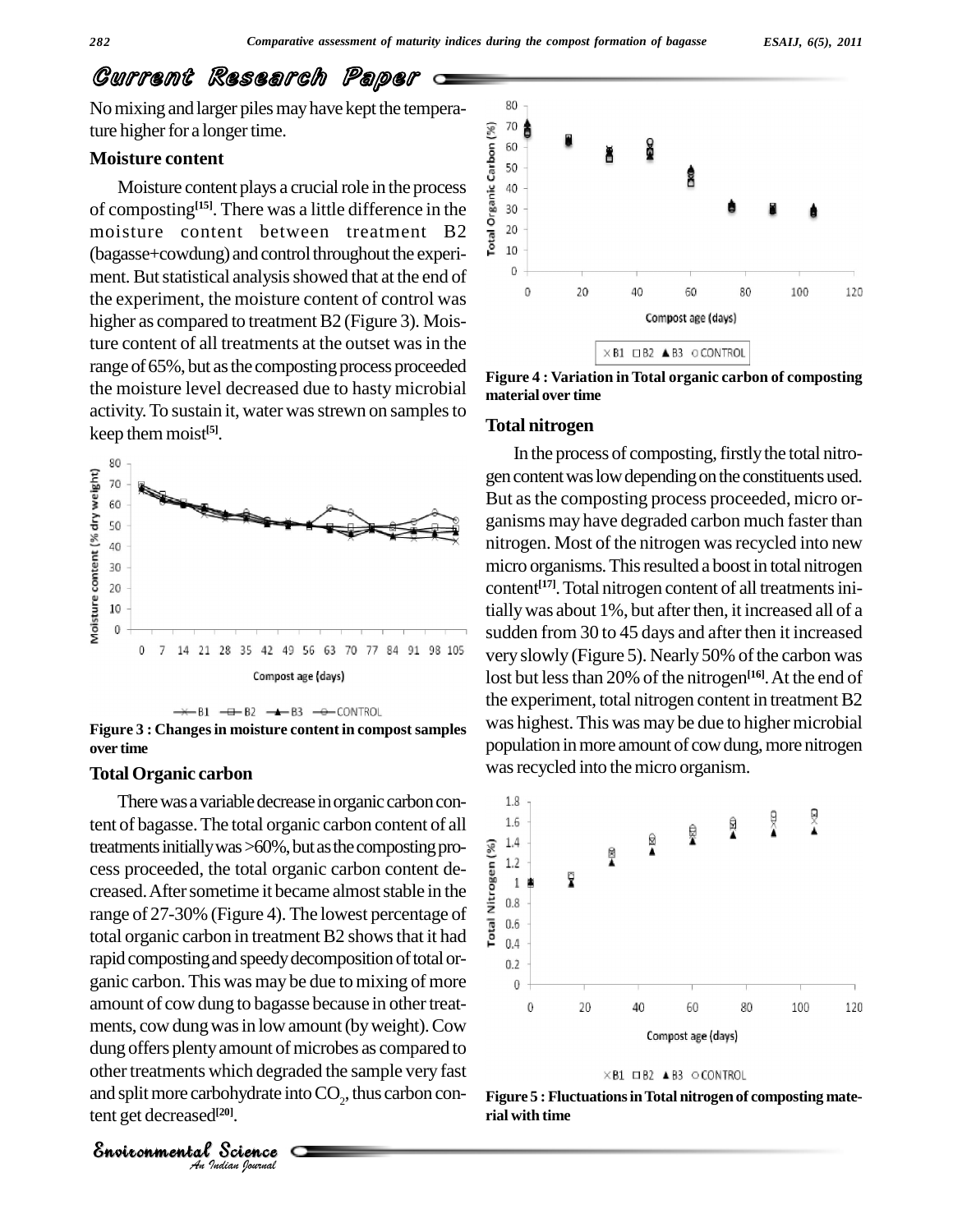No mixing and larger piles may have kept the temperature higher for a longer time.

### Moisture content

Moisture content plays a crucial role in the process of composting[15]. There was a little difference in the moisture content between treatment B2 (bagasse+cowdung) and control throughout the experiment. But statistical analysis showed that at the end of the experiment, the moisture content of control was higher as compared to treatment B2 (Figure 3). Moisture content of all treatments at the outset was in the range of 65%, but as the composting process proceeded the moisture level decreased due to hasty microbial activity. To sustain it, water was strewn on samples to keep them moist[5].

**Figure 3 : Changes in moisture content in compost samples over time**

### Total Organic carbon

There was a variable decrease in organic carbon content of bagasse. The total organic carbon content of all treatments initially was >60%, but as the composting process proceeded, the total organic carbon content decreased. After sometime it became almost stable in the range of 27-30% (Figure 4). The lowest percentage of total organic carbon in treatment B2 shows that it had rapid composting and speedy decomposition of total organic carbon. This was may be due to mixing of more amount of cow dung to bagasse because in other treatments, cow dung was in low amount (by weight). Cow dung offers plenty amount of microbes as compared to other treatments which degraded the sample very fast and split more carbohydrate into $CO_2$, thus carbon content get decreased[20].

**Figure 4 : Variation in Total organic carbon of composting material over time**

### Total nitrogen

In the process of composting, firstly the total nitrogen content was low depending on the constituents used. But as the composting process proceeded, micro organisms may have degraded carbon much faster than nitrogen. Most of the nitrogen was recycled into new micro organisms. This resulted a boost in total nitrogen content[17]. Total nitrogen content of all treatments initially was about 1%, but after then, it increased all of a sudden from 30 to 45 days and after then it increased very slowly (Figure 5). Nearly 50% of the carbon was lost but less than 20% of the nitrogen[16]. At the end of the experiment, total nitrogen content in treatment B2 was highest. This was may be due to higher microbial population in more amount of cow dung, more nitrogen was recycled into the micro organism.

**Figure 5 : Fluctuations in Total nitrogen of composting material with time**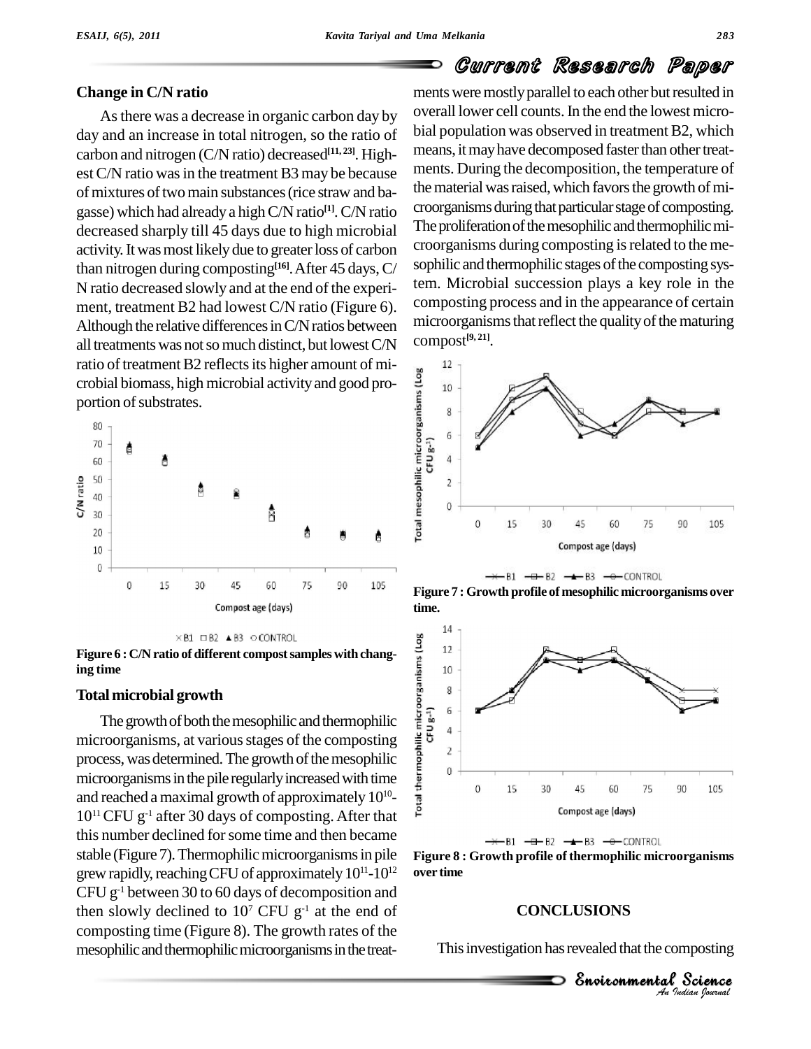### Change in C/N ratio

As there was a decrease in organic carbon day by day and an increase in total nitrogen, so the ratio of carbon and nitrogen (C/N ratio) decreased[11, 23]. Highest C/N ratio was in the treatment B3 may be because of mixtures of two main substances (rice straw and bagasse) which had already a high C/N ratio[1]. C/N ratio decreased sharply till 45 days due to high microbial activity. It was most likely due to greater loss of carbon than nitrogen during composting[16]. After 45 days, C/N ratio decreased slowly and at the end of the experiment, treatment B2 had lowest C/N ratio (Figure 6). Although the relative differences in C/N ratios between all treatments was not so much distinct, but lowest C/N ratio of treatment B2 reflects its higher amount of microbial biomass, high microbial activity and good proportion of substrates.

**Figure 6 : C/N ratio of different compost samples with changing time**

### Total microbial growth

The growth of both the mesophilic and thermophilic microorganisms, at various stages of the composting process, was determined. The growth of the mesophilic microorganisms in the pile regularly increased with time and reached a maximal growth of approximately $10^{10}$-$10^{11}$ CFU $g^{-1}$ after 30 days of composting. After that this number declined for some time and then became stable (Figure 7). Thermophilic microorganisms in pile grew rapidly, reaching CFU of approximately $10^{11}$-$10^{12}$ CFU $g^{-1}$ between 30 to 60 days of decomposition and then slowly declined to $10^{7}$ CFU $g^{-1}$ at the end of composting time (Figure 8). The growth rates of the mesophilic and thermophilic microorganisms in the treatments were mostly parallel to each other but resulted in overall lower cell counts. In the end the lowest microbial population was observed in treatment B2, which means, it may have decomposed faster than other treatments. During the decomposition, the temperature of the material was raised, which favors the growth of microorganisms during that particular stage of composting. The proliferation of the mesophilic and thermophilic microorganisms during composting is related to the mesophilic and thermophilic stages of the composting system. Microbial succession plays a key role in the composting process and in the appearance of certain microorganisms that reflect the quality of the maturing compost[9, 21].

**Figure 7 : Growth profile of mesophilic microorganisms over time.**

**Figure 8 : Growth profile of thermophilic microorganisms over time**

## CONCLUSIONS

This investigation has revealed that the composting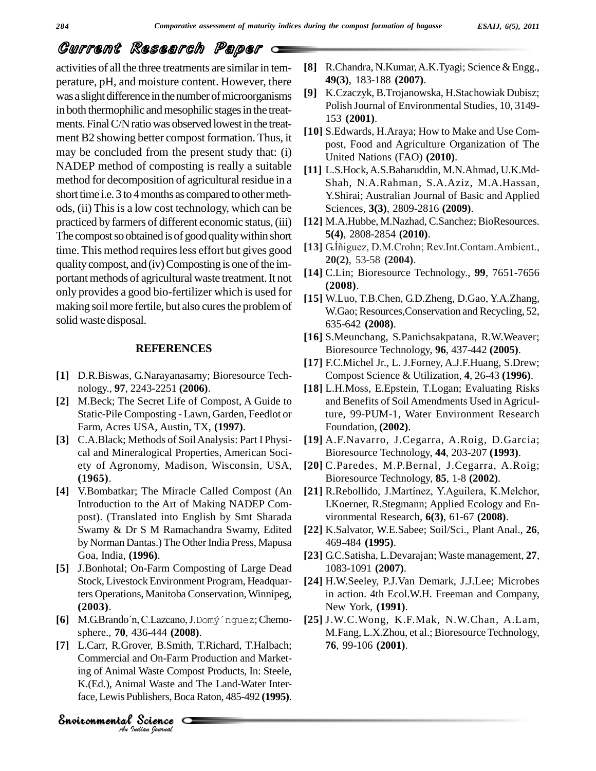activities of all the three treatments are similar in temperature, pH, and moisture content. However, there was a slight difference in the number of microorganisms in both thermophilic and mesophilic stages in the treatments. Final C/N ratio was observed lowest in the treatment B2 showing better compost formation. Thus, it may be concluded from the present study that: (i) NADEP method of composting is really a suitable method for decomposition of agricultural residue in a short time i.e. 3 to 4 months as compared to other methods, (ii) This is a low cost technology, which can be practiced by farmers of different economic status, (iii) The compost so obtained is of good quality within short time. This method requires less effort but gives good quality compost, and (iv) Composting is one of the important methods of agricultural waste treatment. It not only provides a good bio-fertilizer which is used for making soil more fertile, but also cures the problem of solid waste disposal.

## REFERENCES

**[1]** D.R.Biswas, G.Narayanasamy; Bioresource Technology., **97**, 2243-2251 **(2006)**.

**[2]** M.Beck; The Secret Life of Compost, A Guide to Static-Pile Composting - Lawn, Garden, Feedlot or Farm, Acres USA, Austin, TX, **(1997)**.

**[3]** C.A.Black; Methods of Soil Analysis: Part I Physical and Mineralogical Properties, American Society of Agronomy, Madison, Wisconsin, USA, **(1965)**.

**[4]** V.Bombatkar; The Miracle Called Compost (An Introduction to the Art of Making NADEP Compost). (Translated into English by Smt Sharada Swamy & Dr S M Ramachandra Swamy, Edited by Norman Dantas.) The Other India Press, Mapusa Goa, India, **(1996)**.

**[5]** J.Bonhotal; On-Farm Composting of Large Dead Stock, Livestock Environment Program, Headquarters Operations, Manitoba Conservation, Winnipeg, **(2003)**.

**[6]** M.G.Brando´n, C.Lazcano, J.Domý´nguez; Chemosphere., **70**, 436-444 **(2008)**.

**[7]** L.Carr, R.Grover, B.Smith, T.Richard, T.Halbach; Commercial and On-Farm Production and Marketing of Animal Waste Compost Products, In: Steele, K.(Ed.), Animal Waste and The Land-Water Interface, Lewis Publishers, Boca Raton, 485-492 **(1995)**.

**[8]** R.Chandra, N.Kumar, A.K.Tyagi; Science & Engg., **49(3)**, 183-188 **(2007)**.

**[9]** K.Czaczyk, B.Trojanowska, H.Stachowiak Dubisz; Polish Journal of Environmental Studies, 10, 3149-153 **(2001)**.

**[10]** S.Edwards, H.Araya; How to Make and Use Compost, Food and Agriculture Organization of The United Nations (FAO) **(2010)**.

**[11]** L.S.Hock, A.S.Baharuddin, M.N.Ahmad, U.K.Md-Shah, N.A.Rahman, S.A.Aziz, M.A.Hassan, Y.Shirai; Australian Journal of Basic and Applied Sciences, **3(3)**, 2809-2816 **(2009)**.

**[12]** M.A.Hubbe, M.Nazhad, C.Sanchez; BioResources. **5(4)**, 2808-2854 **(2010)**.

**[13]** G.Íñiguez, D.M.Crohn; Rev.Int.Contam.Ambient., **20(2)**, 53-58 **(2004)**.

**[14]** C.Lin; Bioresource Technology., **99**, 7651-7656 **(2008)**.

**[15]** W.Luo, T.B.Chen, G.D.Zheng, D.Gao, Y.A.Zhang, W.Gao; Resources, Conservation and Recycling, 52, 635-642 **(2008)**.

**[16]** S.Meunchang, S.Panichsakpatana, R.W.Weaver; Bioresource Technology, **96**, 437-442 **(2005)**.

**[17]** F.C.Michel Jr., L. J.Forney, A.J.F.Huang, S.Drew; Compost Science & Utilization, **4**, 26-43 **(1996)**.

**[18]** L.H.Moss, E.Epstein, T.Logan; Evaluating Risks and Benefits of Soil Amendments Used in Agriculture, 99-PUM-1, Water Environment Research Foundation, **(2002)**.

**[19]** A.F.Navarro, J.Cegarra, A.Roig, D.Garcia; Bioresource Technology, **44**, 203-207 **(1993)**.

**[20]** C.Paredes, M.P.Bernal, J.Cegarra, A.Roig; Bioresource Technology, **85**, 1-8 **(2002)**.

**[21]** R.Rebollido, J.Martínez, Y.Aguilera, K.Melchor, I.Koerner, R.Stegmann; Applied Ecology and Environmental Research, **6(3)**, 61-67 **(2008)**.

**[22]** K.Salvator, W.E.Sabee; Soil/Sci., Plant Anal., **26**, 469-484 **(1995)**.

**[23]** G.C.Satisha, L.Devarajan; Waste management, **27**, 1083-1091 **(2007)**.

**[24]** H.W.Seeley, P.J.Van Demark, J.J.Lee; Microbes in action. 4th Ecol.W.H. Freeman and Company, New York, **(1991)**.

**[25]** J.W.C.Wong, K.F.Mak, N.W.Chan, A.Lam, M.Fang, L.X.Zhou, et al.; Bioresource Technology, **76**, 99-106 **(2001)**.